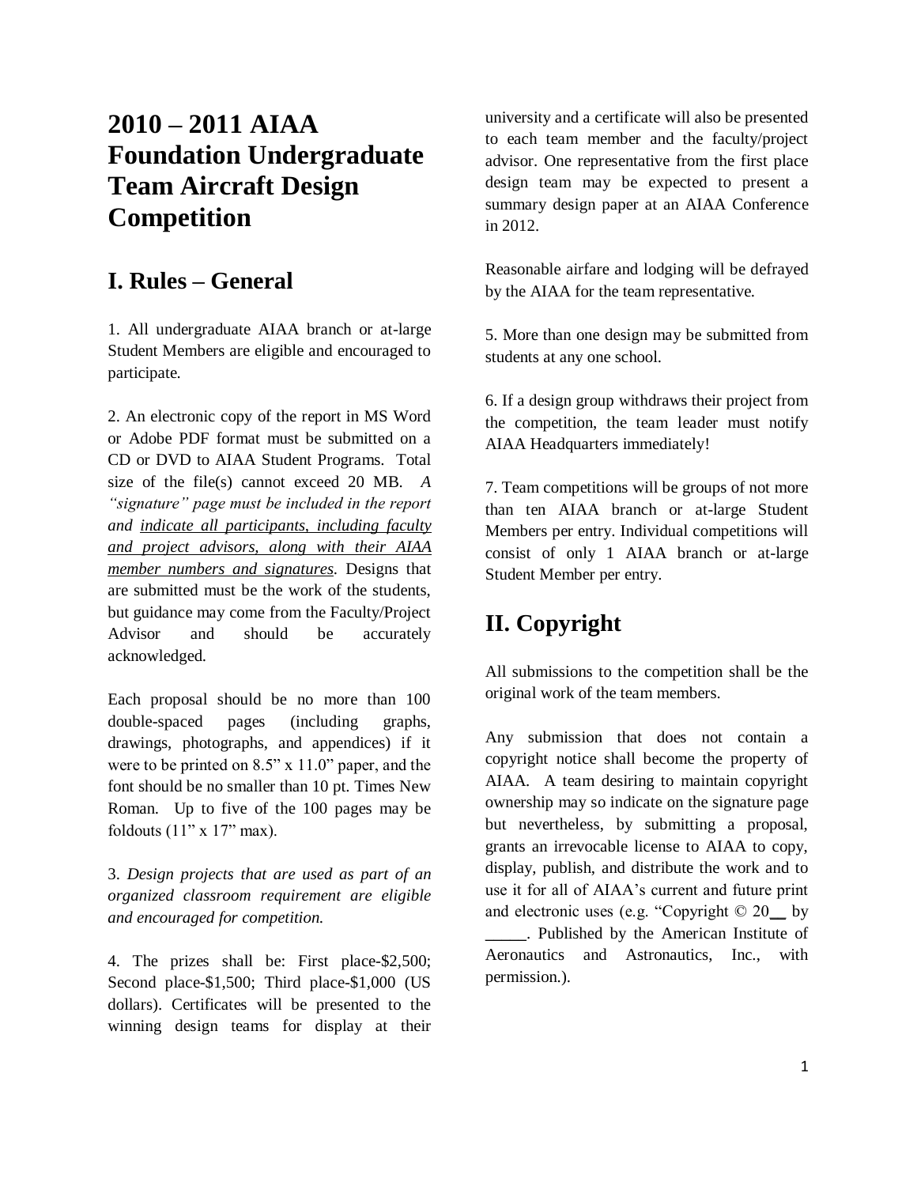# 2010 – 2011 AIAA Foundation Undergraduate Team Aircraft Design Competition

## I. Rules – General

1. All undergraduate AIAA branch or at-large Student Members are eligible and encouraged to participate.

2. An electronic copy of the report in MS Word or Adobe PDF format must be submitted on a CD or DVD to AIAA Student Programs. Total size of the file(s) cannot exceed 20 MB. *A "signature" page must be included in the report and* *<u>indicate all participants, including faculty and project advisors, along with their AIAA member numbers and signatures</u>*. Designs that are submitted must be the work of the students, but guidance may come from the Faculty/Project Advisor and should be accurately acknowledged.

Each proposal should be no more than 100 double-spaced pages (including graphs, drawings, photographs, and appendices) if it were to be printed on 8.5" x 11.0" paper, and the font should be no smaller than 10 pt. Times New Roman. Up to five of the 100 pages may be foldouts (11" x 17" max).

3. *Design projects that are used as part of an organized classroom requirement are eligible and encouraged for competition.*

4. The prizes shall be: First place-$2,500; Second place-$1,500; Third place-$1,000 (US dollars). Certificates will be presented to the winning design teams for display at their university and a certificate will also be presented to each team member and the faculty/project advisor. One representative from the first place design team may be expected to present a summary design paper at an AIAA Conference in 2012.

Reasonable airfare and lodging will be defrayed by the AIAA for the team representative.

5. More than one design may be submitted from students at any one school.

6. If a design group withdraws their project from the competition, the team leader must notify AIAA Headquarters immediately!

7. Team competitions will be groups of not more than ten AIAA branch or at-large Student Members per entry. Individual competitions will consist of only 1 AIAA branch or at-large Student Member per entry.

## II. Copyright

All submissions to the competition shall be the original work of the team members.

Any submission that does not contain a copyright notice shall become the property of AIAA. A team desiring to maintain copyright ownership may so indicate on the signature page but nevertheless, by submitting a proposal, grants an irrevocable license to AIAA to copy, display, publish, and distribute the work and to use it for all of AIAA's current and future print and electronic uses (e.g. "Copyright © 20__ by _____. Published by the American Institute of Aeronautics and Astronautics, Inc., with permission.).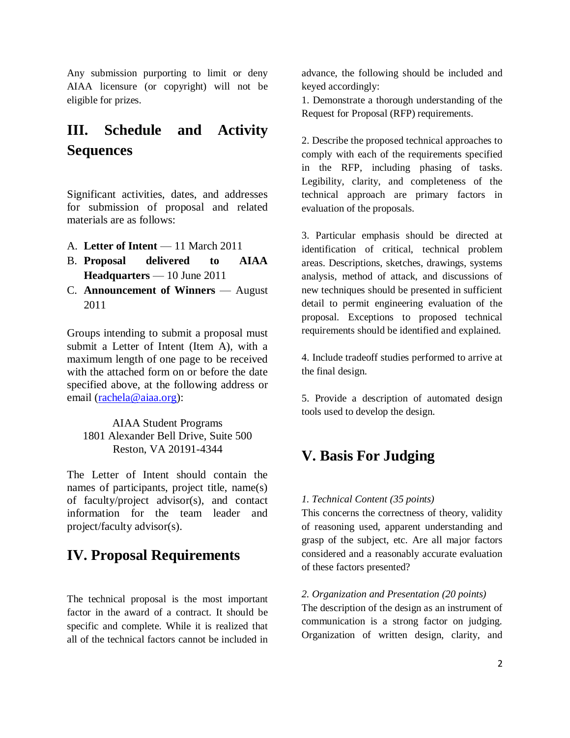Any submission purporting to limit or deny AIAA licensure (or copyright) will not be eligible for prizes.

## III. Schedule and Activity Sequences

Significant activities, dates, and addresses for submission of proposal and related materials are as follows:

A. **Letter of Intent** — 11 March 2011
B. **Proposal delivered to AIAA Headquarters** — 10 June 2011
C. **Announcement of Winners** — August 2011

Groups intending to submit a proposal must submit a Letter of Intent (Item A), with a maximum length of one page to be received with the attached form on or before the date specified above, at the following address or email (rachela@aiaa.org):

AIAA Student Programs
1801 Alexander Bell Drive, Suite 500
Reston, VA 20191-4344

The Letter of Intent should contain the names of participants, project title, name(s) of faculty/project advisor(s), and contact information for the team leader and project/faculty advisor(s).

## IV. Proposal Requirements

The technical proposal is the most important factor in the award of a contract. It should be specific and complete. While it is realized that all of the technical factors cannot be included in advance, the following should be included and keyed accordingly:

1. Demonstrate a thorough understanding of the Request for Proposal (RFP) requirements.

2. Describe the proposed technical approaches to comply with each of the requirements specified in the RFP, including phasing of tasks. Legibility, clarity, and completeness of the technical approach are primary factors in evaluation of the proposals.

3. Particular emphasis should be directed at identification of critical, technical problem areas. Descriptions, sketches, drawings, systems analysis, method of attack, and discussions of new techniques should be presented in sufficient detail to permit engineering evaluation of the proposal. Exceptions to proposed technical requirements should be identified and explained.

4. Include tradeoff studies performed to arrive at the final design.

5. Provide a description of automated design tools used to develop the design.

## V. Basis For Judging

*1. Technical Content (35 points)*
This concerns the correctness of theory, validity of reasoning used, apparent understanding and grasp of the subject, etc. Are all major factors considered and a reasonably accurate evaluation of these factors presented?

*2. Organization and Presentation (20 points)*
The description of the design as an instrument of communication is a strong factor on judging. Organization of written design, clarity, and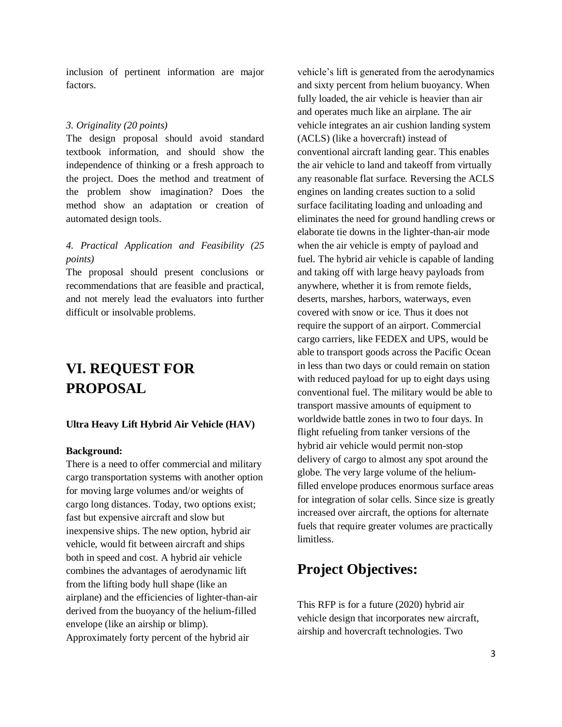inclusion of pertinent information are major factors.

*3. Originality (20 points)*

The design proposal should avoid standard textbook information, and should show the independence of thinking or a fresh approach to the project. Does the method and treatment of the problem show imagination? Does the method show an adaptation or creation of automated design tools.

*4. Practical Application and Feasibility (25 points)*

The proposal should present conclusions or recommendations that are feasible and practical, and not merely lead the evaluators into further difficult or insolvable problems.

# VI. REQUEST FOR PROPOSAL

**Ultra Heavy Lift Hybrid Air Vehicle (HAV)**

**Background:**

There is a need to offer commercial and military cargo transportation systems with another option for moving large volumes and/or weights of cargo long distances. Today, two options exist; fast but expensive aircraft and slow but inexpensive ships. The new option, hybrid air vehicle, would fit between aircraft and ships both in speed and cost. A hybrid air vehicle combines the advantages of aerodynamic lift from the lifting body hull shape (like an airplane) and the efficiencies of lighter-than-air derived from the buoyancy of the helium-filled envelope (like an airship or blimp). Approximately forty percent of the hybrid air vehicle's lift is generated from the aerodynamics and sixty percent from helium buoyancy. When fully loaded, the air vehicle is heavier than air and operates much like an airplane. The air vehicle integrates an air cushion landing system (ACLS) (like a hovercraft) instead of conventional aircraft landing gear. This enables the air vehicle to land and takeoff from virtually any reasonable flat surface. Reversing the ACLS engines on landing creates suction to a solid surface facilitating loading and unloading and eliminates the need for ground handling crews or elaborate tie downs in the lighter-than-air mode when the air vehicle is empty of payload and fuel. The hybrid air vehicle is capable of landing and taking off with large heavy payloads from anywhere, whether it is from remote fields, deserts, marshes, harbors, waterways, even covered with snow or ice. Thus it does not require the support of an airport. Commercial cargo carriers, like FEDEX and UPS, would be able to transport goods across the Pacific Ocean in less than two days or could remain on station with reduced payload for up to eight days using conventional fuel. The military would be able to transport massive amounts of equipment to worldwide battle zones in two to four days. In flight refueling from tanker versions of the hybrid air vehicle would permit non-stop delivery of cargo to almost any spot around the globe. The very large volume of the helium-filled envelope produces enormous surface areas for integration of solar cells. Since size is greatly increased over aircraft, the options for alternate fuels that require greater volumes are practically limitless.

## Project Objectives:

This RFP is for a future (2020) hybrid air vehicle design that incorporates new aircraft, airship and hovercraft technologies. Two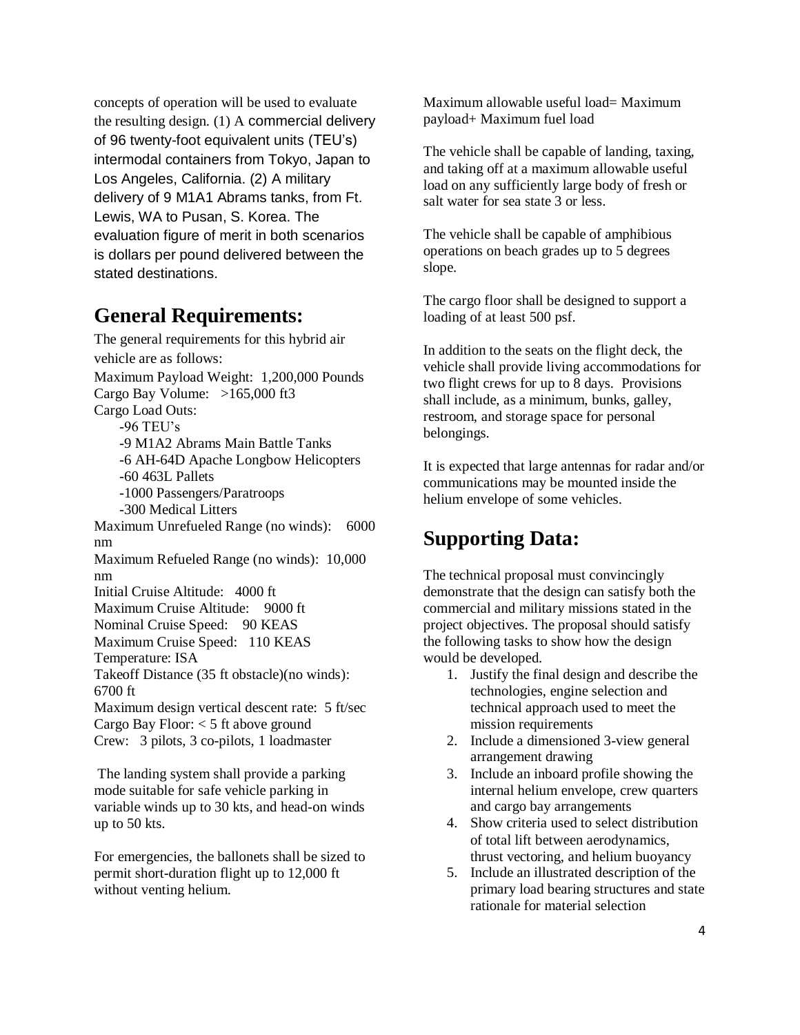concepts of operation will be used to evaluate the resulting design. (1) A commercial delivery of 96 twenty-foot equivalent units (TEU's) intermodal containers from Tokyo, Japan to Los Angeles, California. (2) A military delivery of 9 M1A1 Abrams tanks, from Ft. Lewis, WA to Pusan, S. Korea. The evaluation figure of merit in both scenarios is dollars per pound delivered between the stated destinations.

## General Requirements:

The general requirements for this hybrid air vehicle are as follows:

Maximum Payload Weight: 1,200,000 Pounds
Cargo Bay Volume: >165,000 ft3
Cargo Load Outs:

- -96 TEU's
- -9 M1A2 Abrams Main Battle Tanks
- -6 AH-64D Apache Longbow Helicopters
- -60 463L Pallets
- -1000 Passengers/Paratroops
- -300 Medical Litters

Maximum Unrefueled Range (no winds): 6000 nm
Maximum Refueled Range (no winds): 10,000 nm
Initial Cruise Altitude: 4000 ft
Maximum Cruise Altitude: 9000 ft
Nominal Cruise Speed: 90 KEAS
Maximum Cruise Speed: 110 KEAS
Temperature: ISA
Takeoff Distance (35 ft obstacle)(no winds): 6700 ft
Maximum design vertical descent rate: 5 ft/sec
Cargo Bay Floor: < 5 ft above ground
Crew: 3 pilots, 3 co-pilots, 1 loadmaster

The landing system shall provide a parking mode suitable for safe vehicle parking in variable winds up to 30 kts, and head-on winds up to 50 kts.

For emergencies, the ballonets shall be sized to permit short-duration flight up to 12,000 ft without venting helium.

Maximum allowable useful load= Maximum payload+ Maximum fuel load

The vehicle shall be capable of landing, taxing, and taking off at a maximum allowable useful load on any sufficiently large body of fresh or salt water for sea state 3 or less.

The vehicle shall be capable of amphibious operations on beach grades up to 5 degrees slope.

The cargo floor shall be designed to support a loading of at least 500 psf.

In addition to the seats on the flight deck, the vehicle shall provide living accommodations for two flight crews for up to 8 days. Provisions shall include, as a minimum, bunks, galley, restroom, and storage space for personal belongings.

It is expected that large antennas for radar and/or communications may be mounted inside the helium envelope of some vehicles.

## Supporting Data:

The technical proposal must convincingly demonstrate that the design can satisfy both the commercial and military missions stated in the project objectives. The proposal should satisfy the following tasks to show how the design would be developed.

1. Justify the final design and describe the technologies, engine selection and technical approach used to meet the mission requirements
2. Include a dimensioned 3-view general arrangement drawing
3. Include an inboard profile showing the internal helium envelope, crew quarters and cargo bay arrangements
4. Show criteria used to select distribution of total lift between aerodynamics, thrust vectoring, and helium buoyancy
5. Include an illustrated description of the primary load bearing structures and state rationale for material selection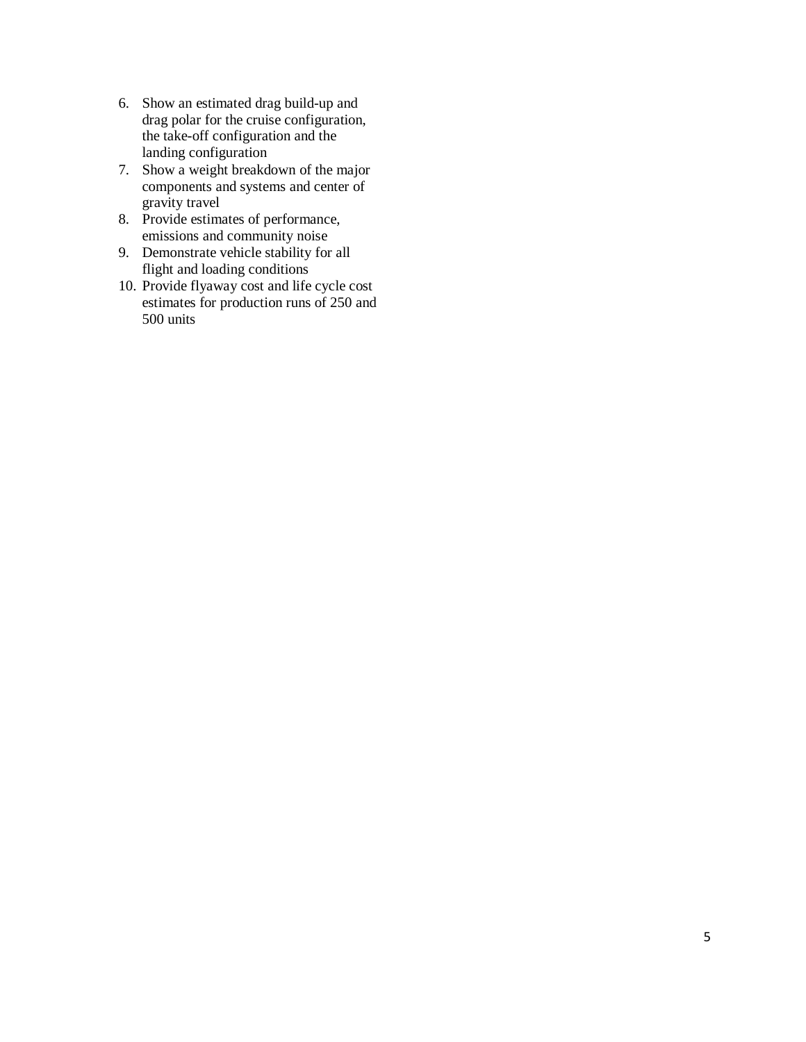6. Show an estimated drag build-up and drag polar for the cruise configuration, the take-off configuration and the landing configuration
7. Show a weight breakdown of the major components and systems and center of gravity travel
8. Provide estimates of performance, emissions and community noise
9. Demonstrate vehicle stability for all flight and loading conditions
10. Provide flyaway cost and life cycle cost estimates for production runs of 250 and 500 units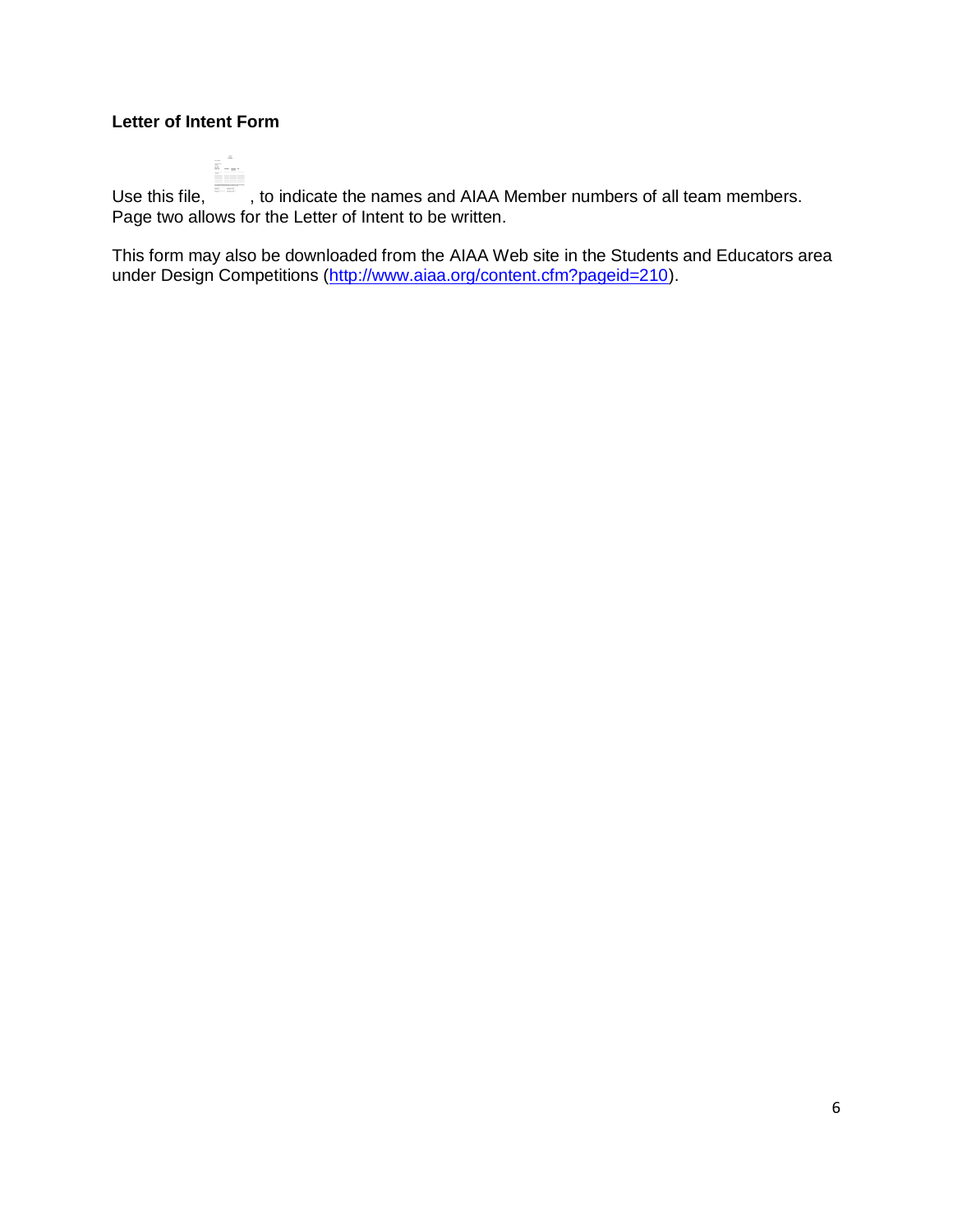**Letter of Intent Form**

Use this file, , to indicate the names and AIAA Member numbers of all team members. Page two allows for the Letter of Intent to be written.

This form may also be downloaded from the AIAA Web site in the Students and Educators area under Design Competitions (http://www.aiaa.org/content.cfm?pageid=210).